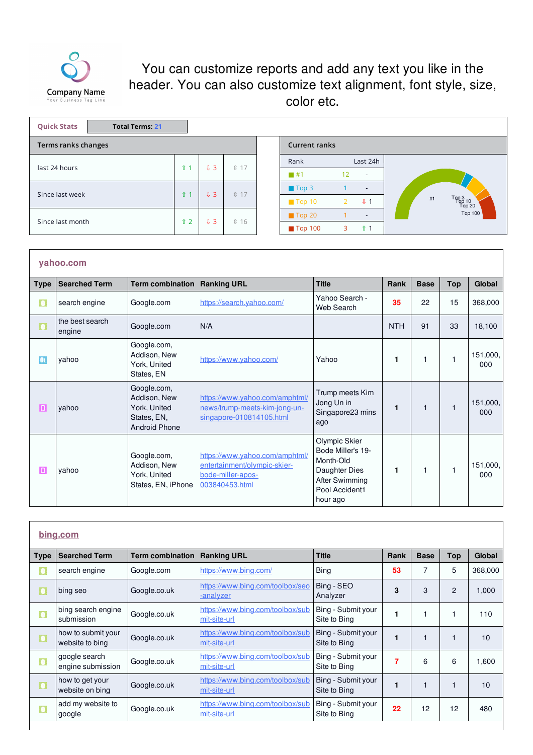Company Name
Your Business Tag Line

You can customize reports and add any text you like in the header. You can also customize text alignment, font style, size, color etc.

**Quick Stats** | **Total Terms: 21**

| Terms ranks changes | | | |
|---|---|---|---|
| last 24 hours | ⇧ 1 | ⇩ 3 | ⇳ 17 |
| Since last week | ⇧ 1 | ⇩ 3 | ⇳ 17 |
| Since last month | ⇧ 2 | ⇩ 3 | ⇳ 16 |

**Current ranks**

| Rank | | Last 24h |
|---|---|---|
| #1 | 12 | - |
| Top 3 | 1 | - |
| Top 10 | 2 | ⇩ 1 |
| Top 20 | 1 | - |
| Top 100 | 3 | ⇧ 1 |

## yahoo.com

| Type | Searched Term | Term combination | Ranking URL | Title | Rank | Base | Top | Global |
|---|---|---|---|---|---|---|---|---|
| | search engine | Google.com | https://search.yahoo.com/ | Yahoo Search - Web Search | 35 | 22 | 15 | 368,000 |
| | the best search engine | Google.com | N/A | | NTH | 91 | 33 | 18,100 |
| | yahoo | Google.com, Addison, New York, United States, EN | https://www.yahoo.com/ | Yahoo | 1 | 1 | 1 | 151,000,000 |
| | yahoo | Google.com, Addison, New York, United States, EN, Android Phone | https://www.yahoo.com/amphtml/news/trump-meets-kim-jong-un-singapore-010814105.html | Trump meets Kim Jong Un in Singapore23 mins ago | 1 | 1 | 1 | 151,000,000 |
| | yahoo | Google.com, Addison, New York, United States, EN, iPhone | https://www.yahoo.com/amphtml/entertainment/olympic-skier-bode-miller-apos-003840453.html | Olympic Skier Bode Miller's 19-Month-Old Daughter Dies After Swimming Pool Accident1 hour ago | 1 | 1 | 1 | 151,000,000 |

## bing.com

| Type | Searched Term | Term combination | Ranking URL | Title | Rank | Base | Top | Global |
|---|---|---|---|---|---|---|---|---|
| | search engine | Google.com | https://www.bing.com/ | Bing | 53 | 7 | 5 | 368,000 |
| | bing seo | Google.co.uk | https://www.bing.com/toolbox/seo-analyzer | Bing - SEO Analyzer | 3 | 3 | 2 | 1,000 |
| | bing search engine submission | Google.co.uk | https://www.bing.com/toolbox/submit-site-url | Bing - Submit your Site to Bing | 1 | 1 | 1 | 110 |
| | how to submit your website to bing | Google.co.uk | https://www.bing.com/toolbox/submit-site-url | Bing - Submit your Site to Bing | 1 | 1 | 1 | 10 |
| | google search engine submission | Google.co.uk | https://www.bing.com/toolbox/submit-site-url | Bing - Submit your Site to Bing | 7 | 6 | 6 | 1,600 |
| | how to get your website on bing | Google.co.uk | https://www.bing.com/toolbox/submit-site-url | Bing - Submit your Site to Bing | 1 | 1 | 1 | 10 |
| | add my website to google | Google.co.uk | https://www.bing.com/toolbox/submit-site-url | Bing - Submit your Site to Bing | 22 | 12 | 12 | 480 |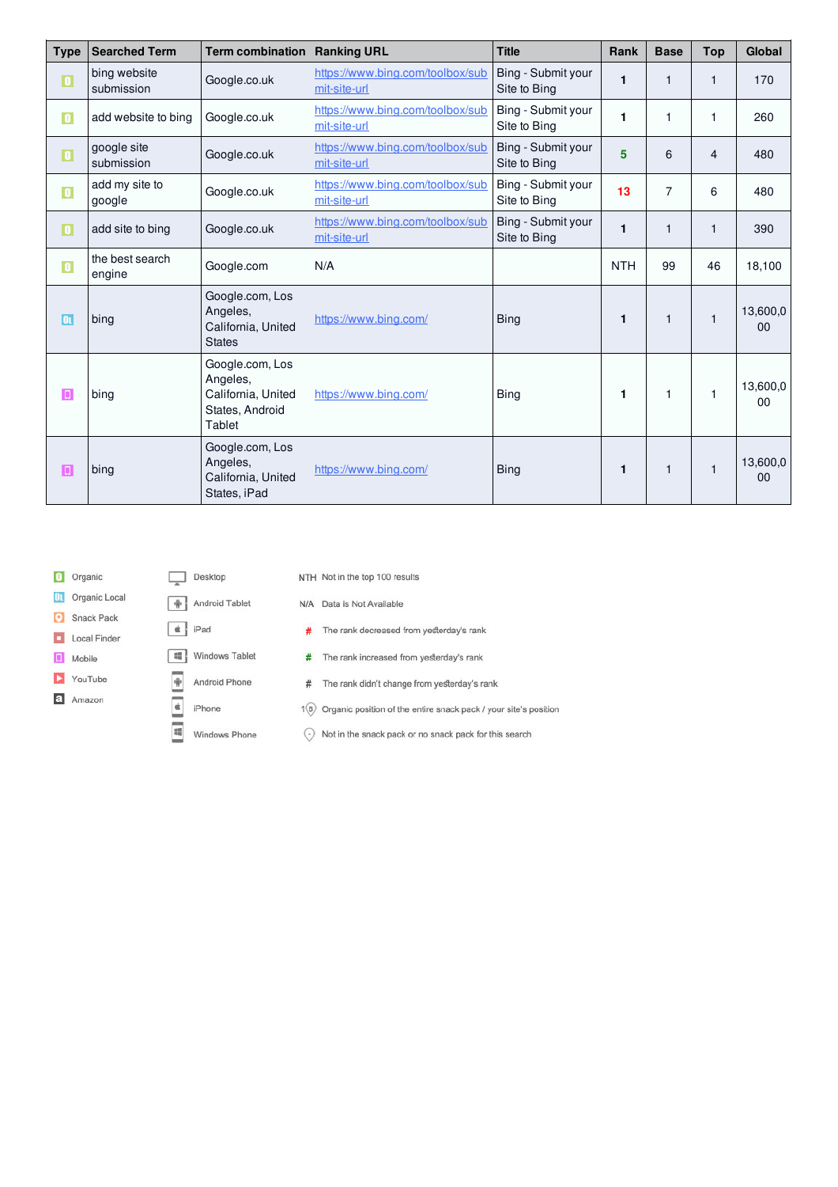| Type | Searched Term | Term combination | Ranking URL | Title | Rank | Base | Top | Global |
|---|---|---|---|---|---|---|---|---|
| O | bing website submission | Google.co.uk | https://www.bing.com/toolbox/submit-site-url | Bing - Submit your Site to Bing | **1** | 1 | 1 | 170 |
| O | add website to bing | Google.co.uk | https://www.bing.com/toolbox/submit-site-url | Bing - Submit your Site to Bing | **1** | 1 | 1 | 260 |
| O | google site submission | Google.co.uk | https://www.bing.com/toolbox/submit-site-url | Bing - Submit your Site to Bing | **5** | 6 | 4 | 480 |
| O | add my site to google | Google.co.uk | https://www.bing.com/toolbox/submit-site-url | Bing - Submit your Site to Bing | **13** | 7 | 6 | 480 |
| O | add site to bing | Google.co.uk | https://www.bing.com/toolbox/submit-site-url | Bing - Submit your Site to Bing | **1** | 1 | 1 | 390 |
| O | the best search engine | Google.com | N/A | | NTH | 99 | 46 | 18,100 |
| OL | bing | Google.com, Los Angeles, California, United States | https://www.bing.com/ | Bing | **1** | 1 | 1 | 13,600,000 |
| M | bing | Google.com, Los Angeles, California, United States, Android Tablet | https://www.bing.com/ | Bing | **1** | 1 | 1 | 13,600,000 |
| M | bing | Google.com, Los Angeles, California, United States, iPad | https://www.bing.com/ | Bing | **1** | 1 | 1 | 13,600,000 |

- O Organic
- OL Organic Local
- Snack Pack
- Local Finder
- Mobile
- YouTube
- Amazon

- Desktop
- Android Tablet
- iPad
- Windows Tablet
- Android Phone
- iPhone
- Windows Phone

- NTH Not in the top 100 results
- N/A Data is Not Available
- \# The rank decreased from yesterday's rank
- \# The rank increased from yesterday's rank
- \# The rank didn't change from yesterday's rank
- 1(5) Organic position of the entire snack pack / your site's position
- Not in the snack pack or no snack pack for this search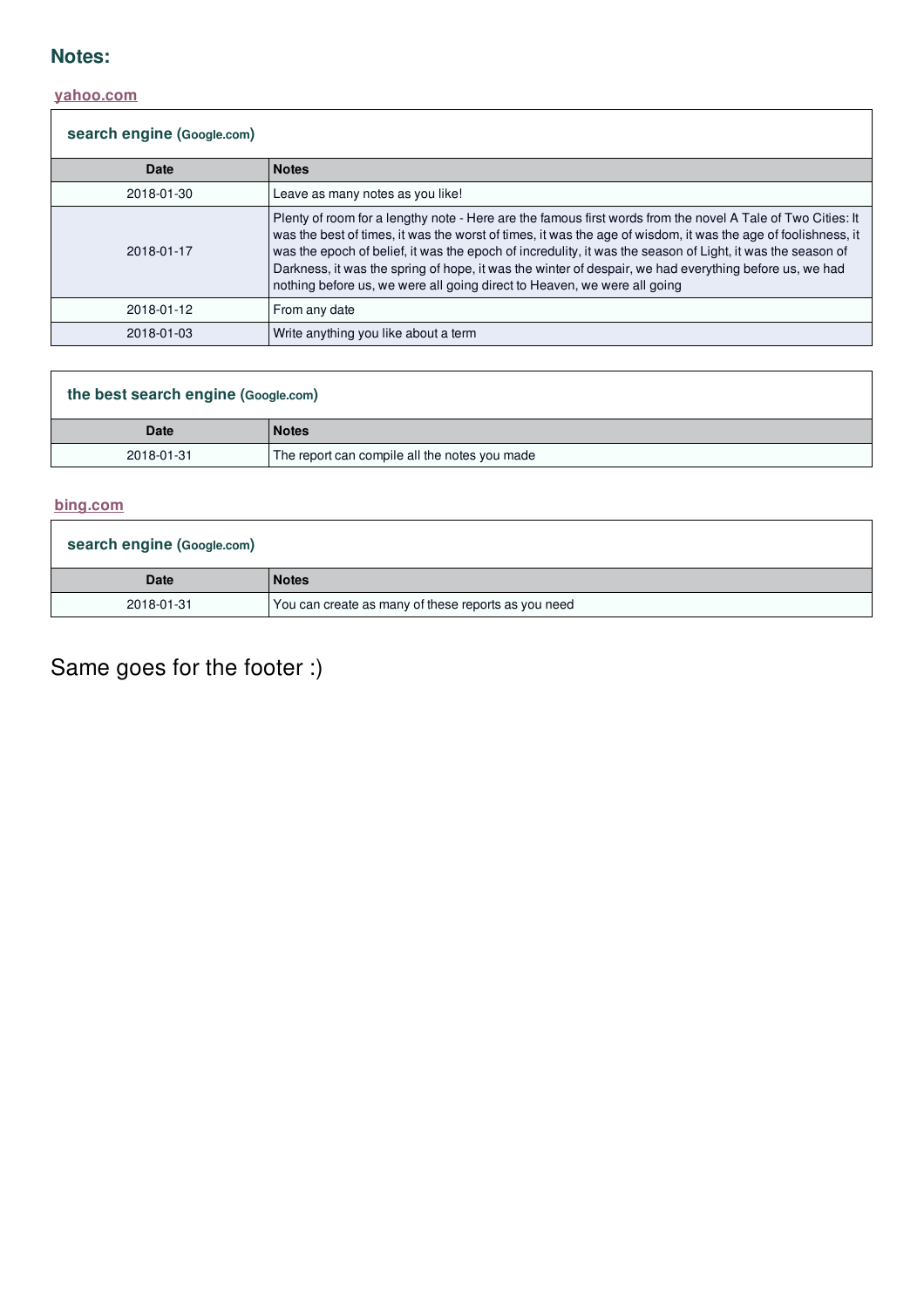## Notes:

### yahoo.com

#### search engine (Google.com)

| Date | Notes |
|---|---|
| 2018-01-30 | Leave as many notes as you like! |
| 2018-01-17 | Plenty of room for a lengthy note - Here are the famous first words from the novel A Tale of Two Cities: It was the best of times, it was the worst of times, it was the age of wisdom, it was the age of foolishness, it was the epoch of belief, it was the epoch of incredulity, it was the season of Light, it was the season of Darkness, it was the spring of hope, it was the winter of despair, we had everything before us, we had nothing before us, we were all going direct to Heaven, we were all going |
| 2018-01-12 | From any date |
| 2018-01-03 | Write anything you like about a term |

#### the best search engine (Google.com)

| Date | Notes |
|---|---|
| 2018-01-31 | The report can compile all the notes you made |

### bing.com

#### search engine (Google.com)

| Date | Notes |
|---|---|
| 2018-01-31 | You can create as many of these reports as you need |

Same goes for the footer :)